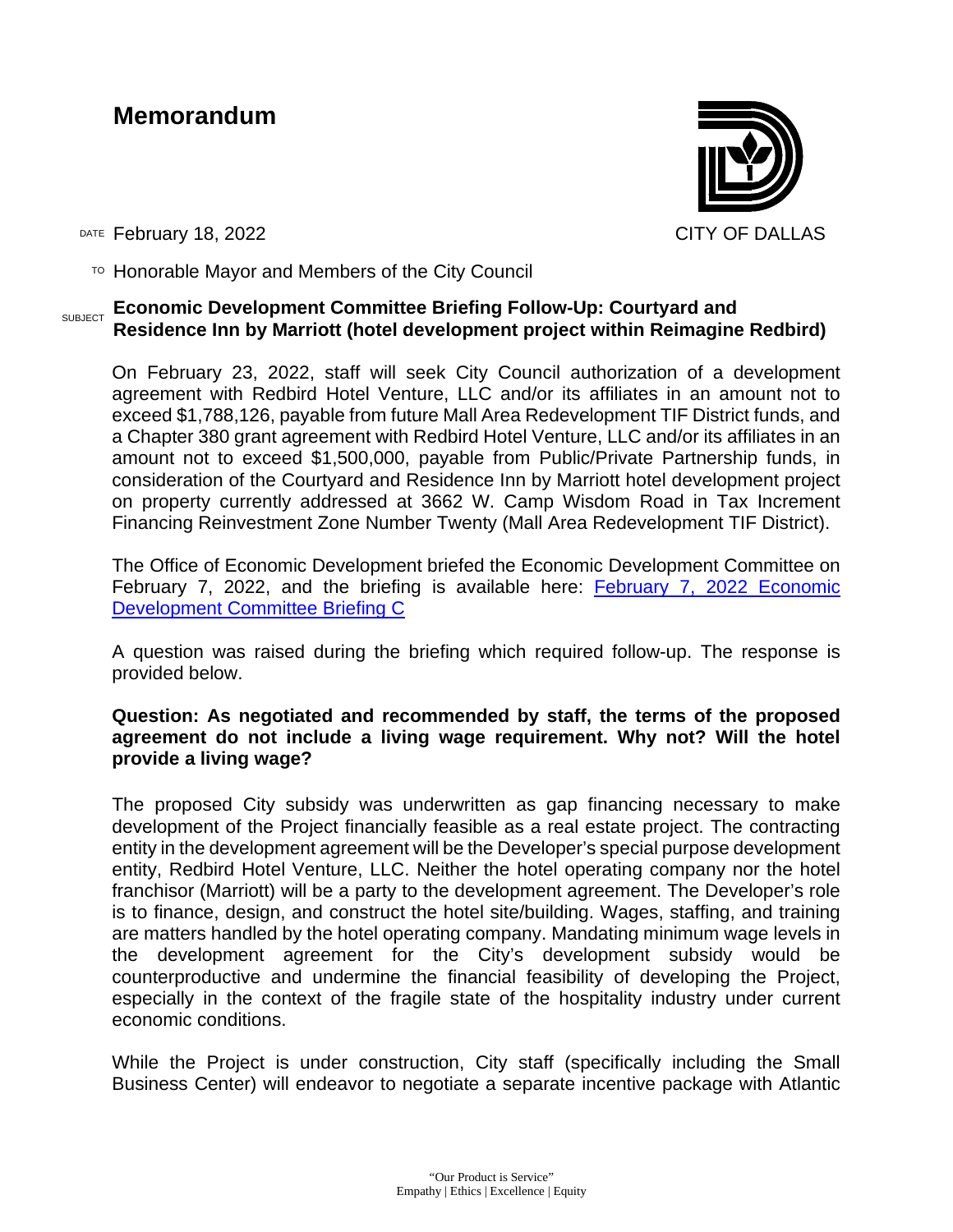# Memorandum

CITY OF DALLAS

DATE February 18, 2022

TO Honorable Mayor and Members of the City Council

SUBJECT **Economic Development Committee Briefing Follow-Up: Courtyard and Residence Inn by Marriott (hotel development project within Reimagine Redbird)**

On February 23, 2022, staff will seek City Council authorization of a development agreement with Redbird Hotel Venture, LLC and/or its affiliates in an amount not to exceed $1,788,126, payable from future Mall Area Redevelopment TIF District funds, and a Chapter 380 grant agreement with Redbird Hotel Venture, LLC and/or its affiliates in an amount not to exceed $1,500,000, payable from Public/Private Partnership funds, in consideration of the Courtyard and Residence Inn by Marriott hotel development project on property currently addressed at 3662 W. Camp Wisdom Road in Tax Increment Financing Reinvestment Zone Number Twenty (Mall Area Redevelopment TIF District).

The Office of Economic Development briefed the Economic Development Committee on February 7, 2022, and the briefing is available here: February 7, 2022 Economic Development Committee Briefing C

A question was raised during the briefing which required follow-up. The response is provided below.

**Question: As negotiated and recommended by staff, the terms of the proposed agreement do not include a living wage requirement. Why not? Will the hotel provide a living wage?**

The proposed City subsidy was underwritten as gap financing necessary to make development of the Project financially feasible as a real estate project. The contracting entity in the development agreement will be the Developer's special purpose development entity, Redbird Hotel Venture, LLC. Neither the hotel operating company nor the hotel franchisor (Marriott) will be a party to the development agreement. The Developer's role is to finance, design, and construct the hotel site/building. Wages, staffing, and training are matters handled by the hotel operating company. Mandating minimum wage levels in the development agreement for the City's development subsidy would be counterproductive and undermine the financial feasibility of developing the Project, especially in the context of the fragile state of the hospitality industry under current economic conditions.

While the Project is under construction, City staff (specifically including the Small Business Center) will endeavor to negotiate a separate incentive package with Atlantic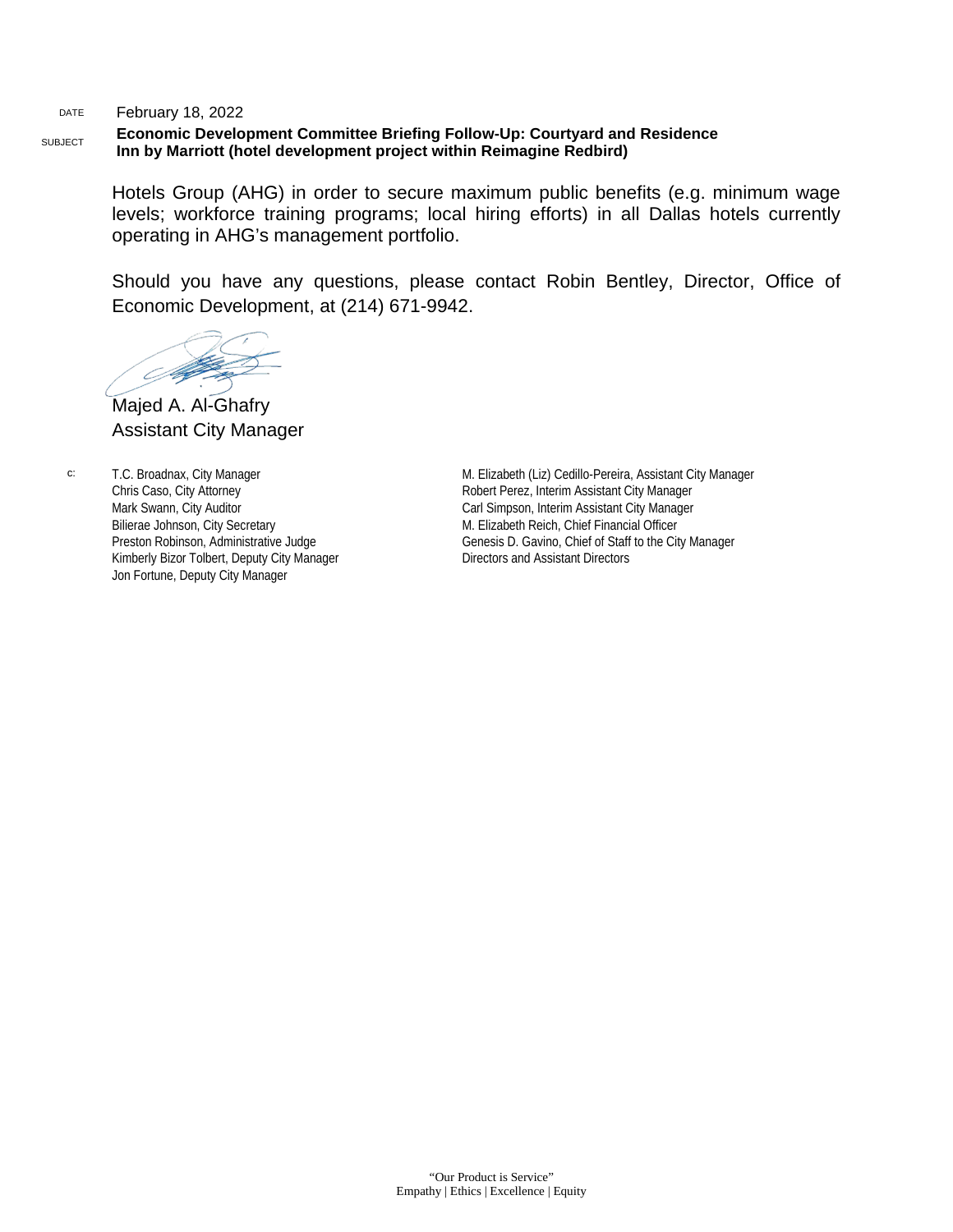DATE February 18, 2022

SUBJECT **Economic Development Committee Briefing Follow-Up: Courtyard and Residence Inn by Marriott (hotel development project within Reimagine Redbird)**

Hotels Group (AHG) in order to secure maximum public benefits (e.g. minimum wage levels; workforce training programs; local hiring efforts) in all Dallas hotels currently operating in AHG's management portfolio.

Should you have any questions, please contact Robin Bentley, Director, Office of Economic Development, at (214) 671-9942.

Majed A. Al-Ghafry
Assistant City Manager

c:
T.C. Broadnax, City Manager
Chris Caso, City Attorney
Mark Swann, City Auditor
Bilierae Johnson, City Secretary
Preston Robinson, Administrative Judge
Kimberly Bizor Tolbert, Deputy City Manager
Jon Fortune, Deputy City Manager
M. Elizabeth (Liz) Cedillo-Pereira, Assistant City Manager
Robert Perez, Interim Assistant City Manager
Carl Simpson, Interim Assistant City Manager
M. Elizabeth Reich, Chief Financial Officer
Genesis D. Gavino, Chief of Staff to the City Manager
Directors and Assistant Directors

"Our Product is Service"
Empathy | Ethics | Excellence | Equity